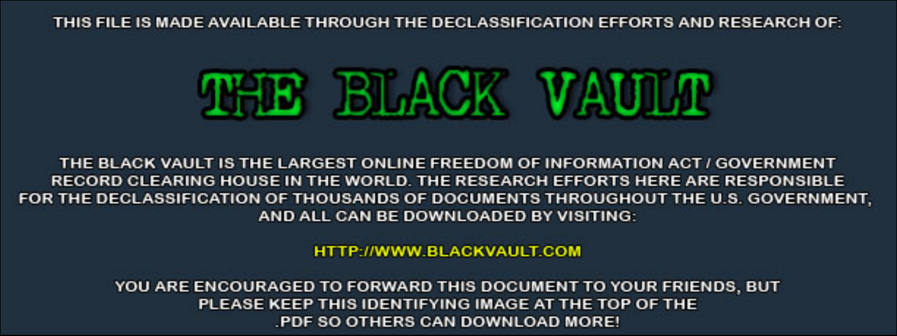THIS FILE IS MADE AVAILABLE THROUGH THE DECLASSIFICATION EFFORTS AND RESEARCH OF:

# THE BLACK VAULT

THE BLACK VAULT IS THE LARGEST ONLINE FREEDOM OF INFORMATION ACT / GOVERNMENT RECORD CLEARING HOUSE IN THE WORLD. THE RESEARCH EFFORTS HERE ARE RESPONSIBLE FOR THE DECLASSIFICATION OF THOUSANDS OF DOCUMENTS THROUGHOUT THE U.S. GOVERNMENT, AND ALL CAN BE DOWNLOADED BY VISITING:

HTTP://WWW.BLACKVAULT.COM

YOU ARE ENCOURAGED TO FORWARD THIS DOCUMENT TO YOUR FRIENDS, BUT PLEASE KEEP THIS IDENTIFYING IMAGE AT THE TOP OF THE .PDF SO OTHERS CAN DOWNLOAD MORE!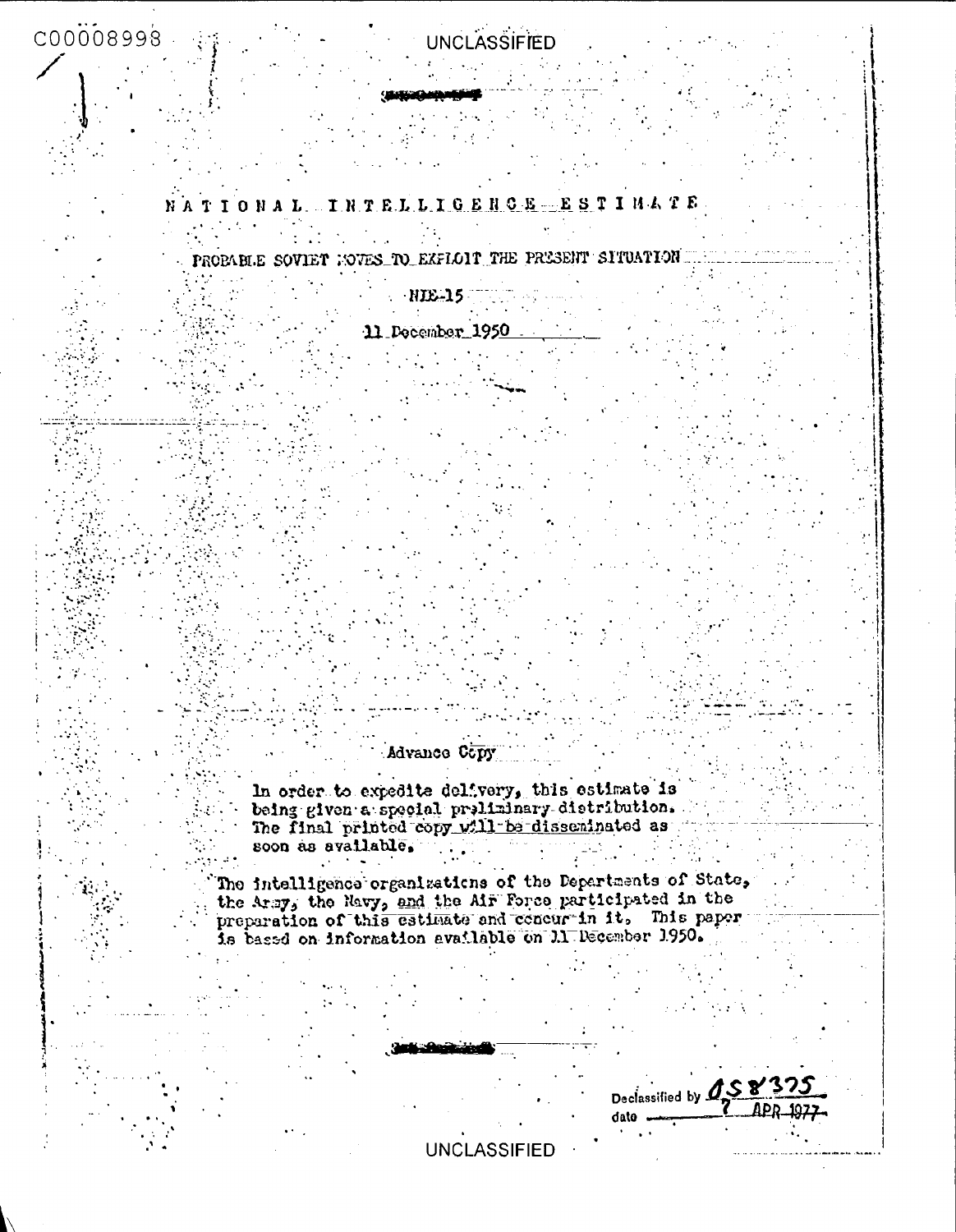# NATIONAL INTELLIGENCE ESTIMATE

## PROBABLE SOVIET MOVES TO EXPLOIT THE PRESENT SITUATION

NIE-15

11 December 1950

Advance Copy

In order to expedite delivery, this estimate is being given a special preliminary distribution. The final printed copy will be disseminated as soon as available.

The intelligence organizations of the Departments of State, the Army, the Navy, and the Air Force participated in the preparation of this estimate and concur in it. This paper is based on information available on 11 December 1950.

Declassified by 058375
date 7 APR 1977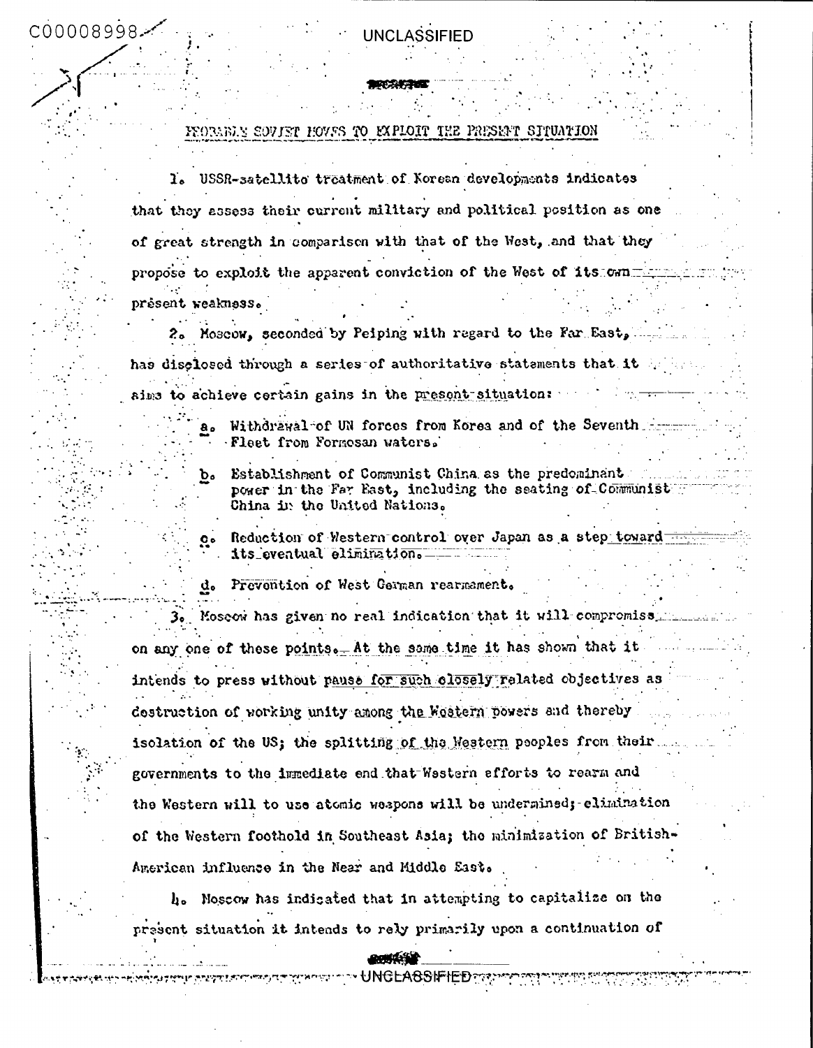# PROBABLE SOVIET MOVES TO EXPLOIT THE PRESENT SITUATION

1. USSR-satellite treatment of Korean developments indicates that they assess their current military and political position as one of great strength in comparison with that of the West, and that they propose to exploit the apparent conviction of the West of its own present weakness.

2. Moscow, seconded by Peiping with regard to the Far East, has disclosed through a series of authoritative statements that it aims to achieve certain gains in the present situation:

   a. Withdrawal of UN forces from Korea and of the Seventh Fleet from Formosan waters.

   b. Establishment of Communist China as the predominant power in the Far East, including the seating of Communist China in the United Nations.

   c. Reduction of Western control over Japan as a step toward its eventual elimination.

   d. Prevention of West German rearmament.

3. Moscow has given no real indication that it will compromise on any one of these points. At the same time it has shown that it intends to press without pause for such closely related objectives as destruction of working unity among the Western powers and thereby isolation of the US; the splitting of the Western peoples from their governments to the immediate end that Western efforts to rearm and the Western will to use atomic weapons will be undermined; elimination of the Western foothold in Southeast Asia; the minimization of British-American influence in the Near and Middle East.

4. Moscow has indicated that in attempting to capitalize on the present situation it intends to rely primarily upon a continuation of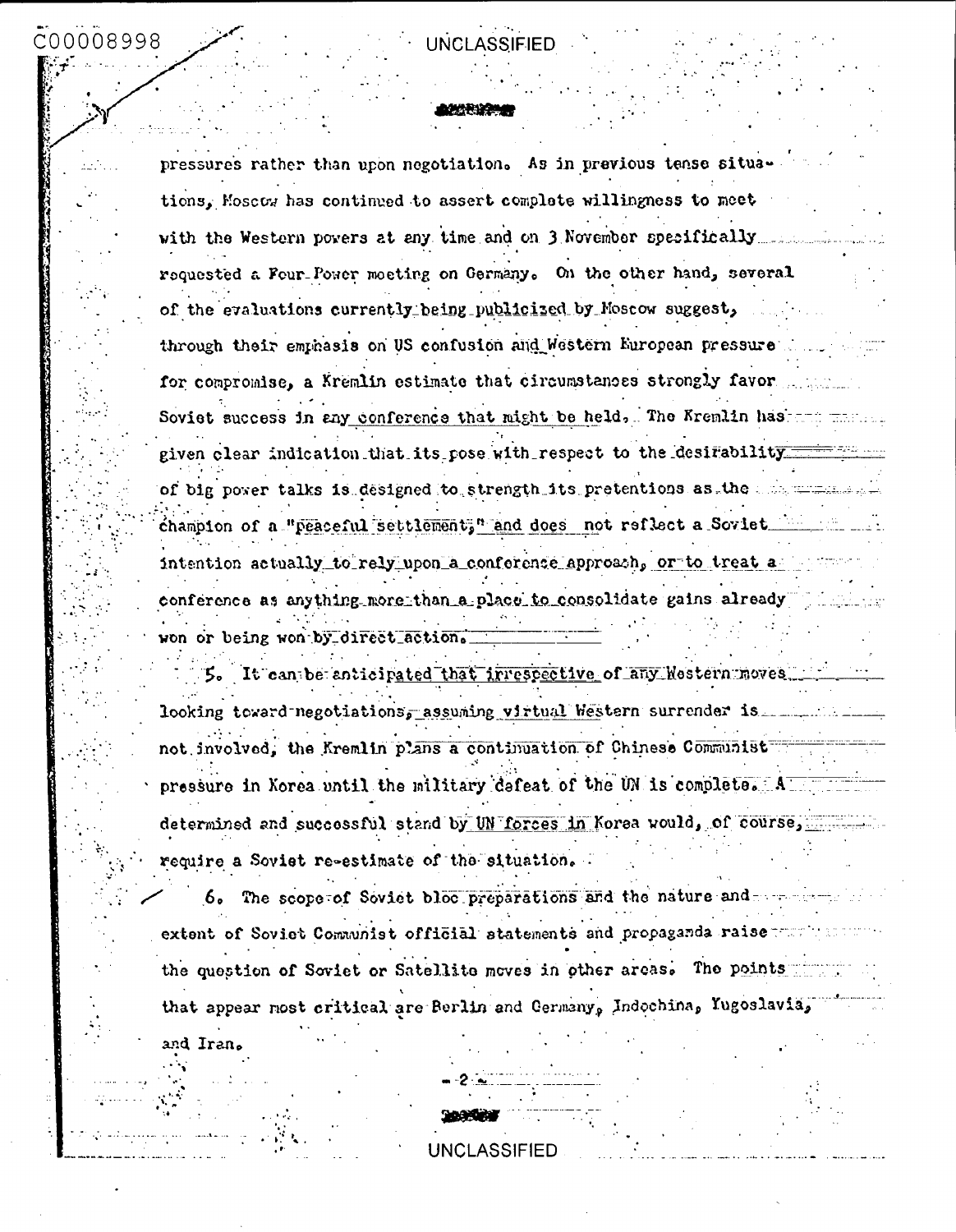pressures rather than upon negotiation. As in previous tense situations, Moscow has continued to assert complete willingness to meet with the Western powers at any time and on 3 November specifically requested a Four-Power meeting on Germany. On the other hand, several of the evaluations currently being publicized by Moscow suggest, through their emphasis on US confusion and Western European pressure for compromise, a Kremlin estimate that circumstances strongly favor Soviet success in any conference that might be held. The Kremlin has given clear indication that its pose with respect to the desirability of big power talks is designed to strength its pretentions as the champion of a "peaceful settlement," and does not reflect a Soviet intention actually to rely upon a conference approach, or to treat a conference as anything more than a place to consolidate gains already won or being won by direct action.

5. It can be anticipated that irrespective of any Western moves looking toward negotiations, assuming virtual Western surrender is not involved, the Kremlin plans a continuation of Chinese Communist pressure in Korea until the military defeat of the UN is complete. A determined and successful stand by UN forces in Korea would, of course, require a Soviet re-estimate of the situation.

6. The scope of Soviet bloc preparations and the nature and extent of Soviet Communist official statements and propaganda raise the question of Soviet or Satellite moves in other areas. The points that appear most critical are Berlin and Germany, Indochina, Yugoslavia, and Iran.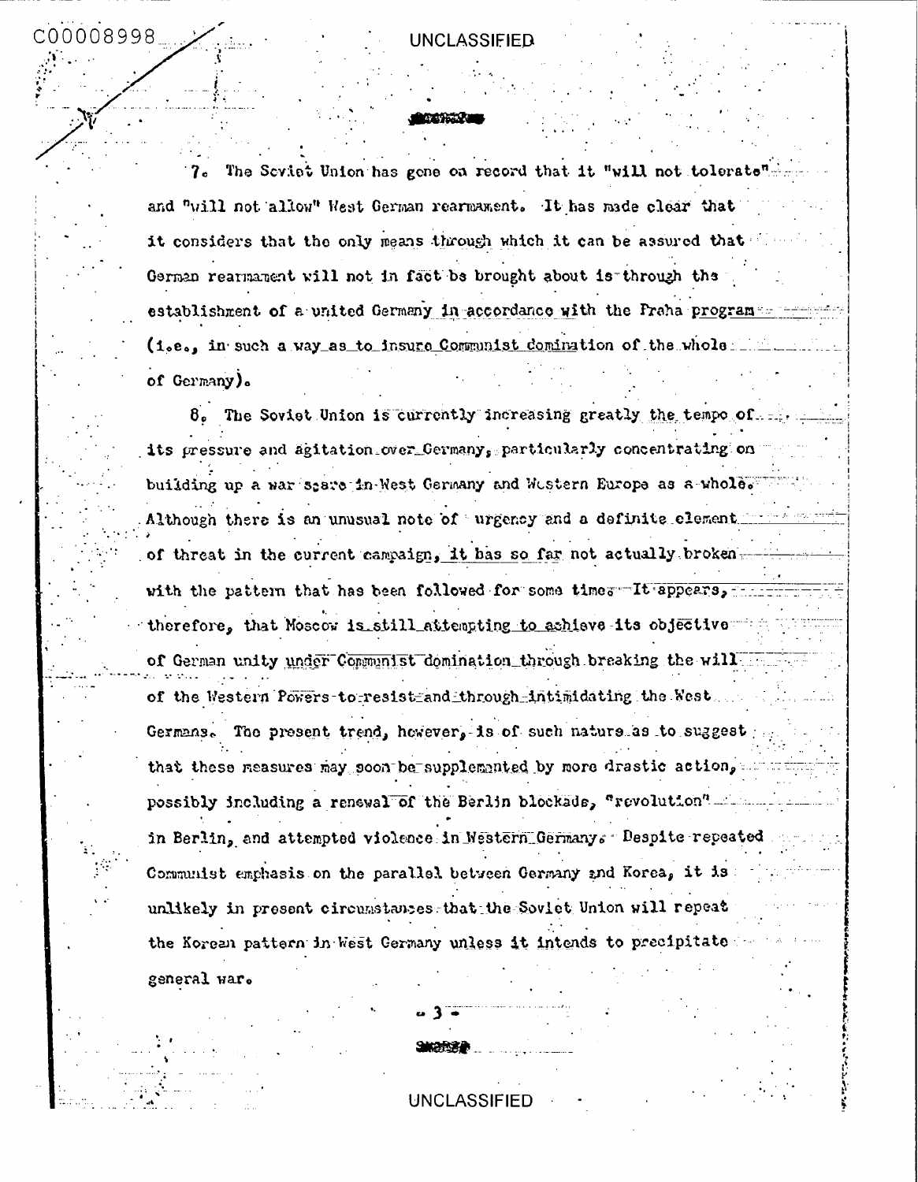7. The Soviet Union has gone on record that it "will not tolerate" and "will not allow" West German rearmament. It has made clear that it considers that the only means through which it can be assured that German rearmament will not in fact be brought about is through the establishment of a united Germany in accordance with the Praha program (i.e., in such a way as to insure Communist domination of the whole of Germany).

8. The Soviet Union is currently increasing greatly the tempo of its pressure and agitation over Germany, particularly concentrating on building up a war scare in West Germany and Western Europe as a whole. Although there is an unusual note of urgency and a definite element of threat in the current campaign, it has so far not actually broken with the pattern that has been followed for some time. It appears, therefore, that Moscow is still attempting to achieve its objective of German unity under Communist domination through breaking the will of the Western Powers to resist and through intimidating the West Germans. The present trend, however, is of such nature as to suggest that these measures may soon be supplemented by more drastic action, possibly including a renewal of the Berlin blockade, "revolution" in Berlin, and attempted violence in Western Germany. Despite repeated Communist emphasis on the parallel between Germany and Korea, it is unlikely in present circumstances that the Soviet Union will repeat the Korean pattern in West Germany unless it intends to precipitate general war.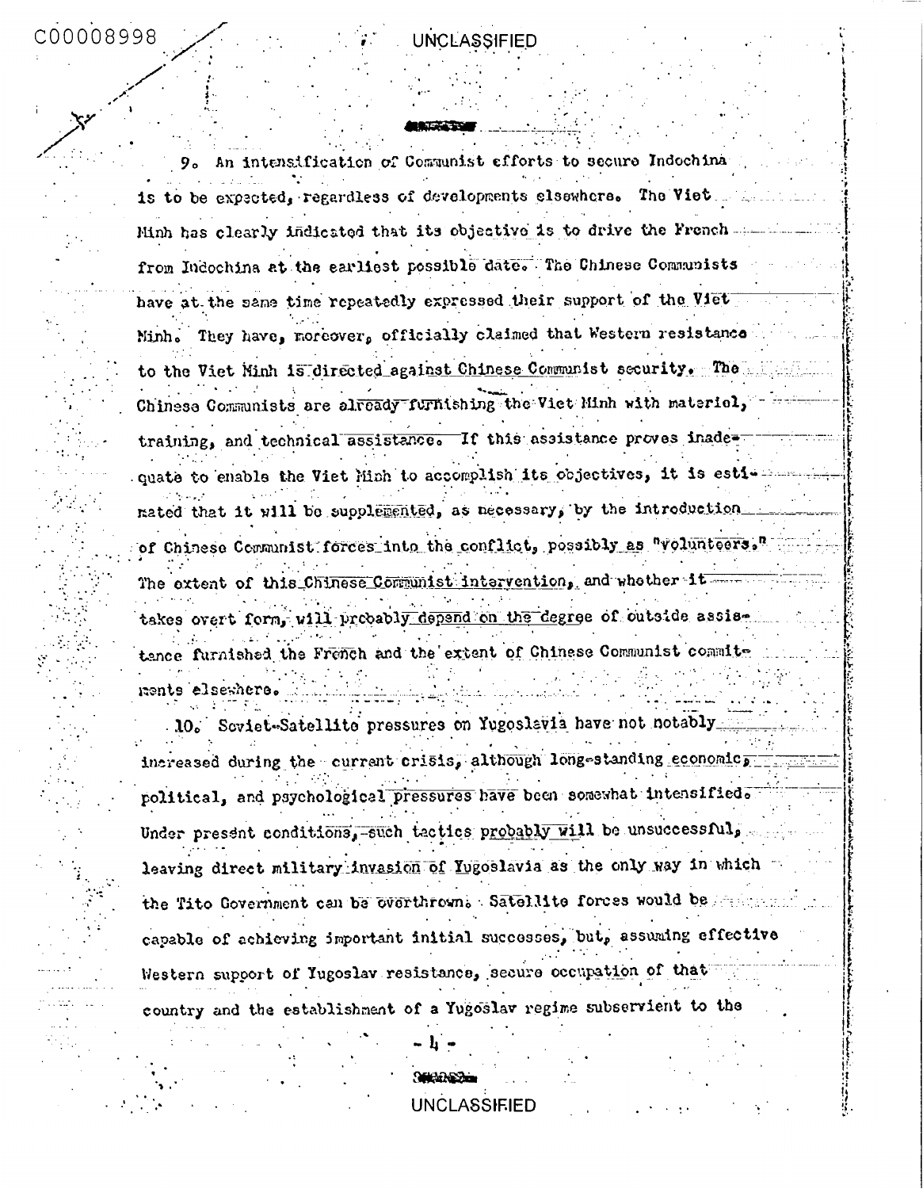9. An intensification of Communist efforts to secure Indochina is to be expected, regardless of developments elsewhere. The Viet Minh has clearly indicated that its objective is to drive the French from Indochina at the earliest possible date. The Chinese Communists have at the same time repeatedly expressed their support of the Viet Minh. They have, moreover, officially claimed that Western resistance to the Viet Minh is directed against Chinese Communist security. The Chinese Communists are already furnishing the Viet Minh with materiel, training, and technical assistance. If this assistance proves inadequate to enable the Viet Minh to accomplish its objectives, it is estimated that it will be supplemented, as necessary, by the introduction of Chinese Communist forces into the conflict, possibly as "volunteers." The extent of this Chinese Communist intervention, and whether it takes overt form, will probably depend on the degree of outside assistance furnished the French and the extent of Chinese Communist commitments elsewhere.

10. Soviet-Satellite pressures on Yugoslavia have not notably increased during the current crisis, although long-standing economic, political, and psychological pressures have been somewhat intensified. Under present conditions, such tactics probably will be unsuccessful, leaving direct military invasion of Yugoslavia as the only way in which the Tito Government can be overthrown. Satellite forces would be capable of achieving important initial successes, but, assuming effective Western support of Yugoslav resistance, secure occupation of that country and the establishment of a Yugoslav regime subservient to the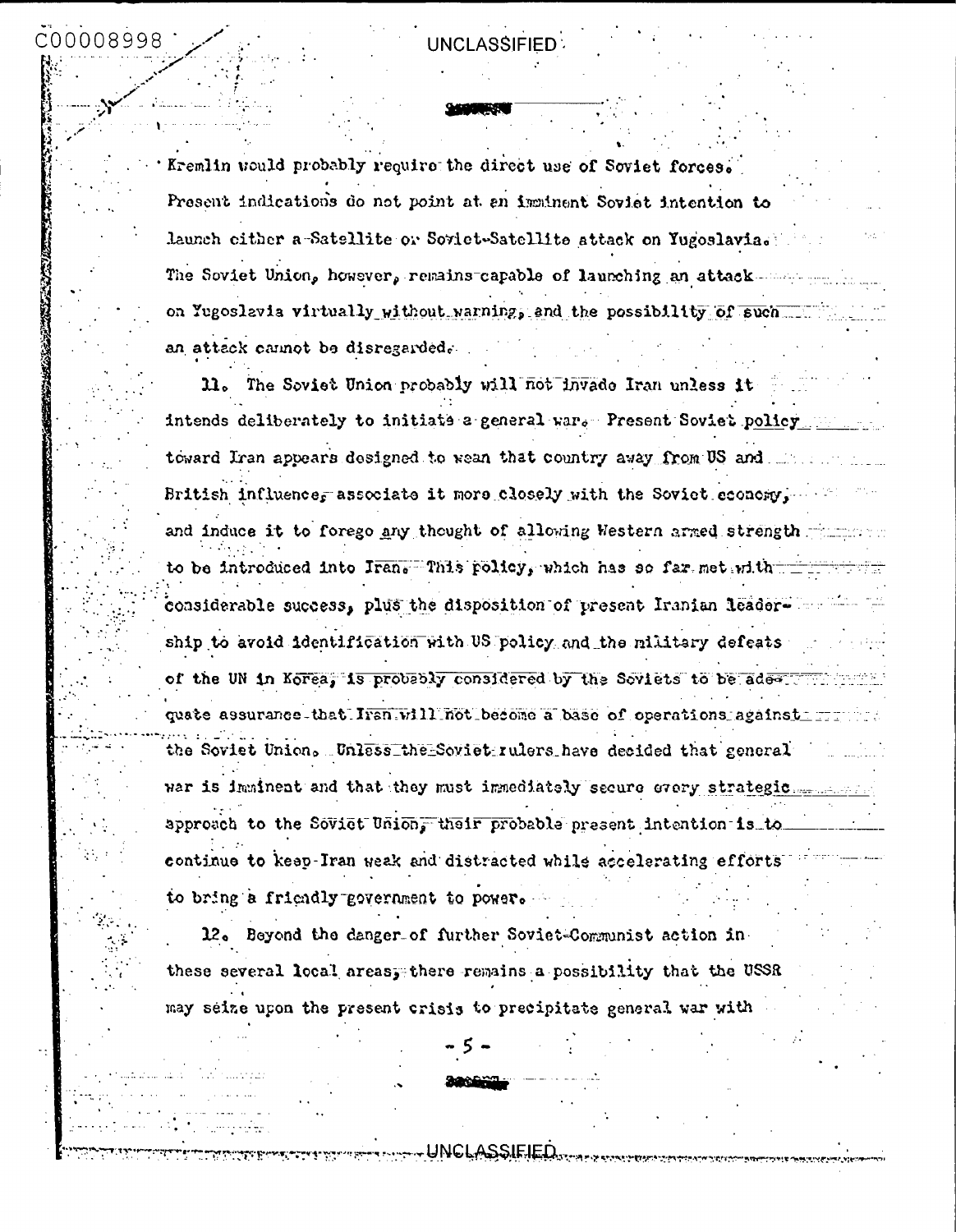Kremlin would probably require the direct use of Soviet forces. Present indications do not point at an imminent Soviet intention to launch either a Satellite or Soviet-Satellite attack on Yugoslavia. The Soviet Union, however, remains capable of launching an attack on Yugoslavia virtually without warning, and the possibility of such an attack cannot be disregarded.

11. The Soviet Union probably will not invade Iran unless it intends deliberately to initiate a general war. Present Soviet policy toward Iran appears designed to wean that country away from US and British influence, associate it more closely with the Soviet economy, and induce it to forego any thought of allowing Western armed strength to be introduced into Iran. This policy, which has so far met with considerable success, plus the disposition of present Iranian leadership to avoid identification with US policy and the military defeats of the UN in Korea, is probably considered by the Soviets to be adequate assurance that Iran will not become a base of operations against the Soviet Union. Unless the Soviet rulers have decided that general war is imminent and that they must immediately secure every strategic approach to the Soviet Union, their probable present intention is to continue to keep Iran weak and distracted while accelerating efforts to bring a friendly government to power.

12. Beyond the danger of further Soviet-Communist action in these several local areas, there remains a possibility that the USSR may seize upon the present crisis to precipitate general war with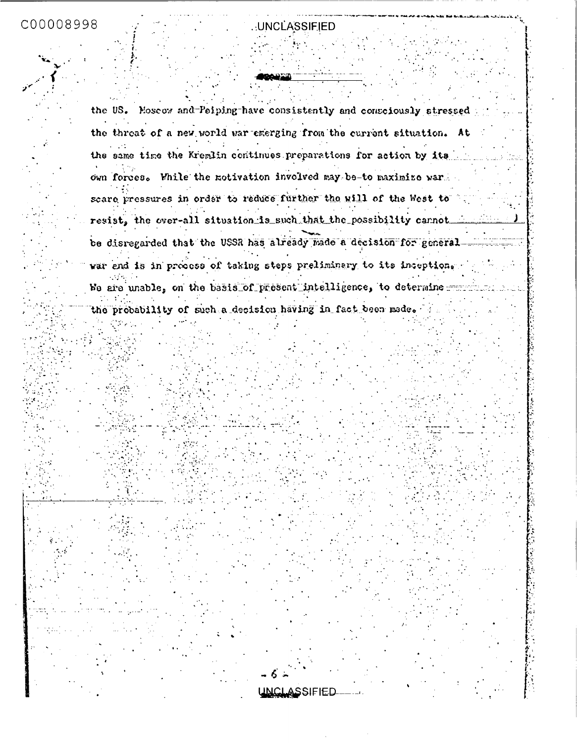the US. Moscow and Peiping have consistently and consciously stressed the threat of a new world war emerging from the current situation. At the same time the Kremlin continues preparations for action by its own forces. While the motivation involved may be to maximize war scare pressures in order to reduce further the will of the West to resist, the over-all situation is such that the possibility cannot be disregarded that the USSR has already made a decision for general war and is in process of taking steps preliminary to its inception. We are unable, on the basis of present intelligence, to determine the probability of such a decision having in fact been made.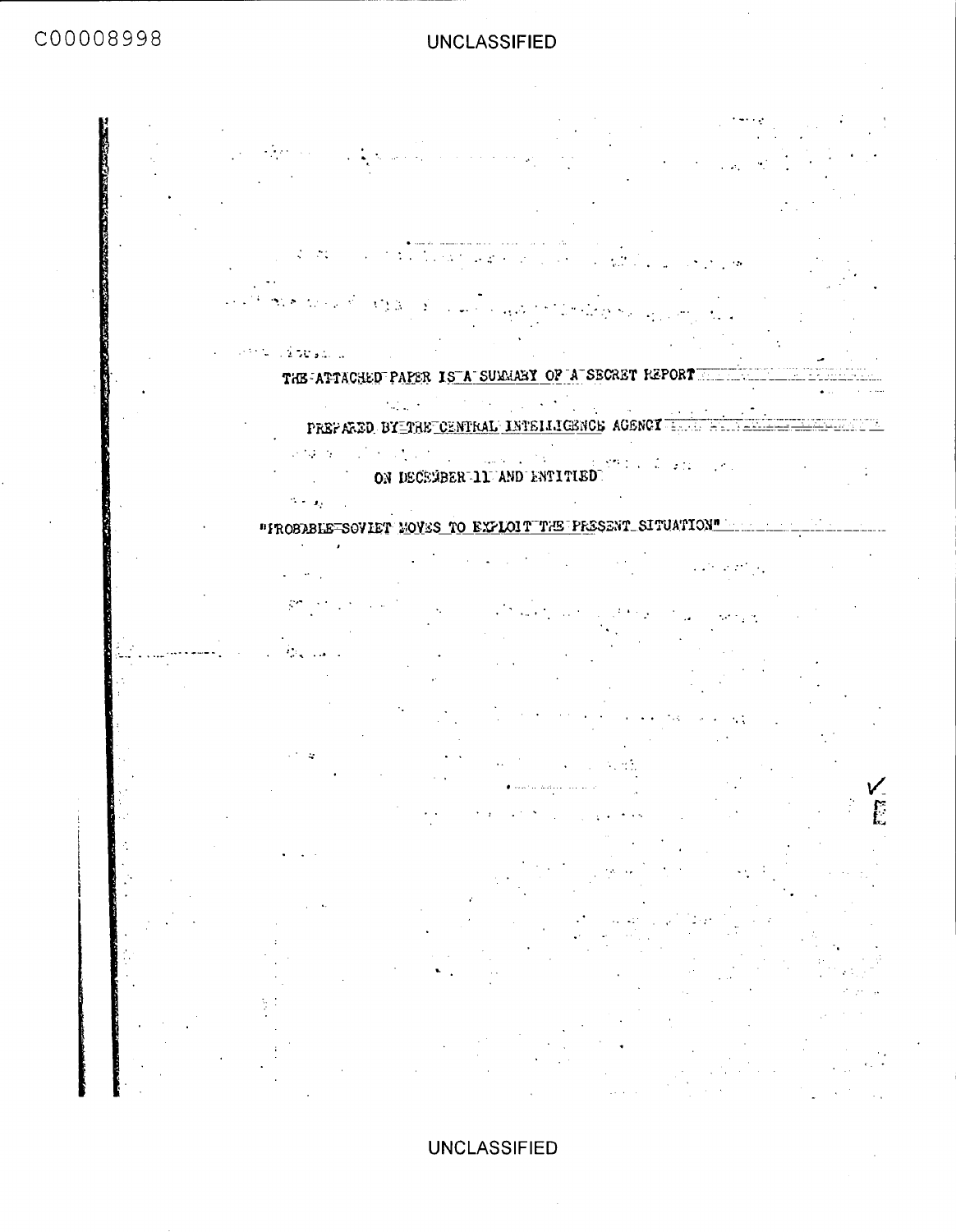THE ATTACHED PAPER IS A SUMMARY OF A SECRET REPORT

PREPARED BY THE CENTRAL INTELLIGENCE AGENCY

ON DECEMBER 11 AND ENTITLED

"PROBABLE SOVIET MOVES TO EXPLOIT THE PRESENT SITUATION"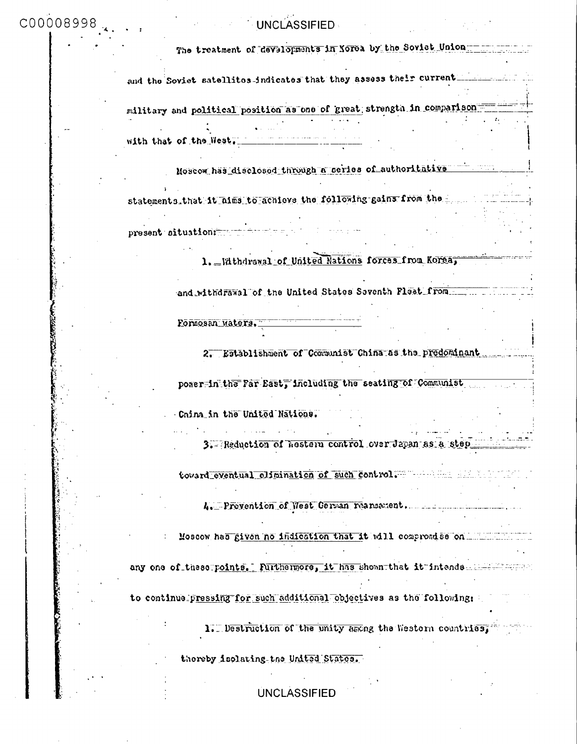The treatment of developments in Korea by the Soviet Union and the Soviet satellites indicates that they assess their current military and political position as one of great strength in comparison with that of the West.

Moscow has disclosed through a series of authoritative statements that it aims to achieve the following gains from the present situation:

1. Withdrawal of United Nations forces from Korea, and withdrawal of the United States Seventh Fleet from Formosan waters.

2. Establishment of Communist China as the predominant power in the Far East, including the seating of Communist China in the United Nations.

3. Reduction of Western control over Japan as a step toward eventual elimination of such control.

4. Prevention of West German rearmament.

Moscow has given no indication that it will compromise on any one of these points. Furthermore, it has shown that it intends to continue pressing for such additional objectives as the following:

1. Destruction of the unity among the Western countries, thereby isolating the United States.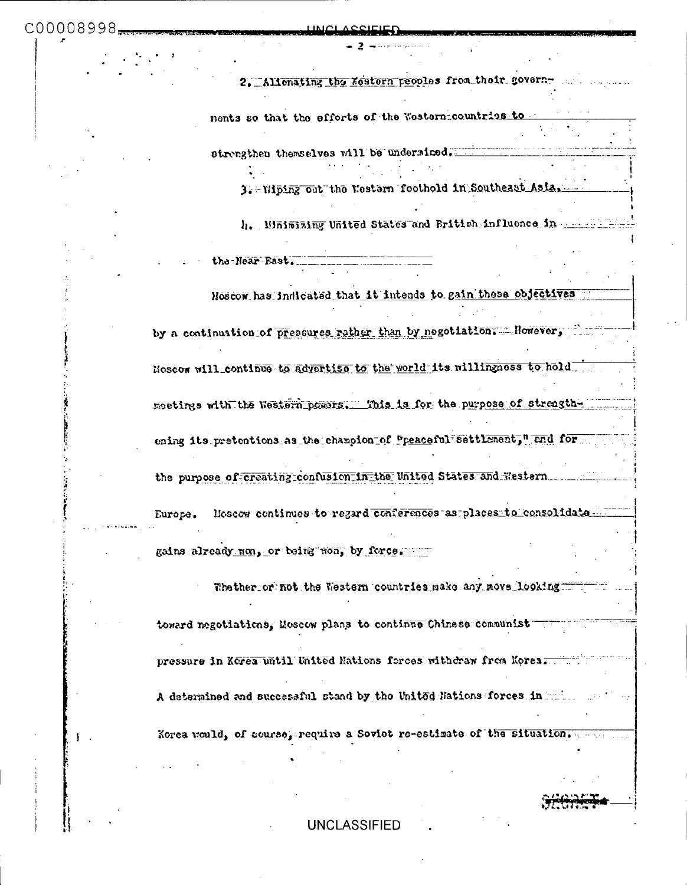2. Alienating the Western peoples from their governments so that the efforts of the Western countries to strengthen themselves will be undermined.

3. Wiping out the Western foothold in Southeast Asia.

4. Minimizing United States and British influence in the Near East.

Moscow has indicated that it intends to gain these objectives by a continuation of pressures rather than by negotiation. However, Moscow will continue to advertise to the world its willingness to hold meetings with the Western powers. This is for the purpose of strengthening its pretentions as the champion of "peaceful settlement," and for the purpose of creating confusion in the United States and Western Europe. Moscow continues to regard conferences as places to consolidate gains already won, or being won, by force.

Whether or not the Western countries make any move looking toward negotiations, Moscow plans to continue Chinese communist pressure in Korea until United Nations forces withdraw from Korea. A determined and successful stand by the United Nations forces in Korea would, of course, require a Soviet re-estimate of the situation.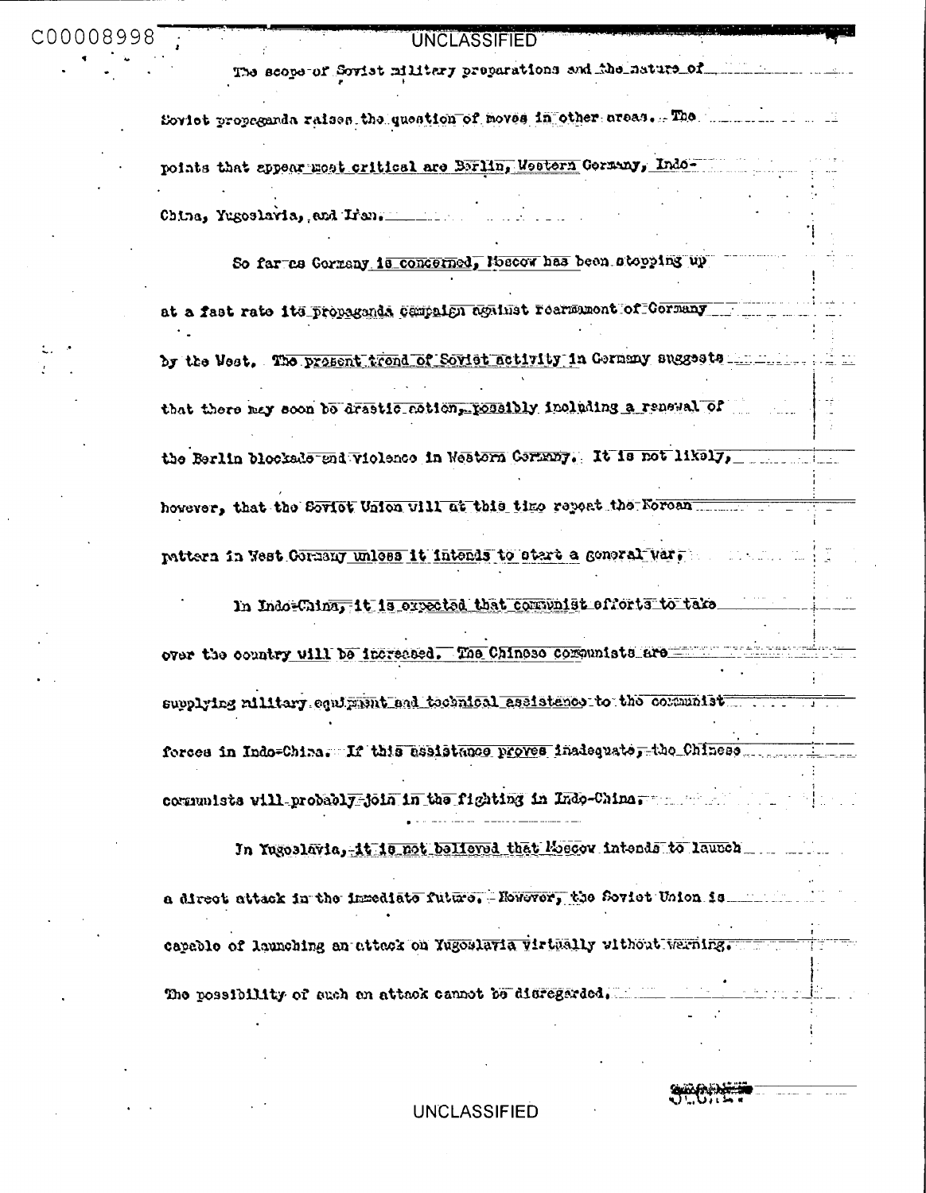The scope of Soviet military preparations and the nature of Soviet propaganda raises the question of moves in other areas. The points that appear most critical are Berlin, Western Germany, Indo-China, Yugoslavia, and Iran.

So far as Germany is concerned, Moscow has been stepping up at a fast rate its propaganda campaign against rearmament of Germany by the West. The present trend of Soviet activity in Germany suggests that there may soon be drastic action, possibly including a renewal of the Berlin blockade and violence in Western Germany. It is not likely, however, that the Soviet Union will at this time repeat the Korean pattern in West Germany unless it intends to start a general war.

In Indo-China, it is expected that communist efforts to take over the country will be increased. The Chinese communists are supplying military equipment and technical assistance to the communist forces in Indo-China. If this assistance proves inadequate, the Chinese communists will probably join in the fighting in Indo-China.

In Yugoslavia, it is not believed that Moscow intends to launch a direct attack in the immediate future. However, the Soviet Union is capable of launching an attack on Yugoslavia virtually without warning. The possibility of such an attack cannot be disregarded.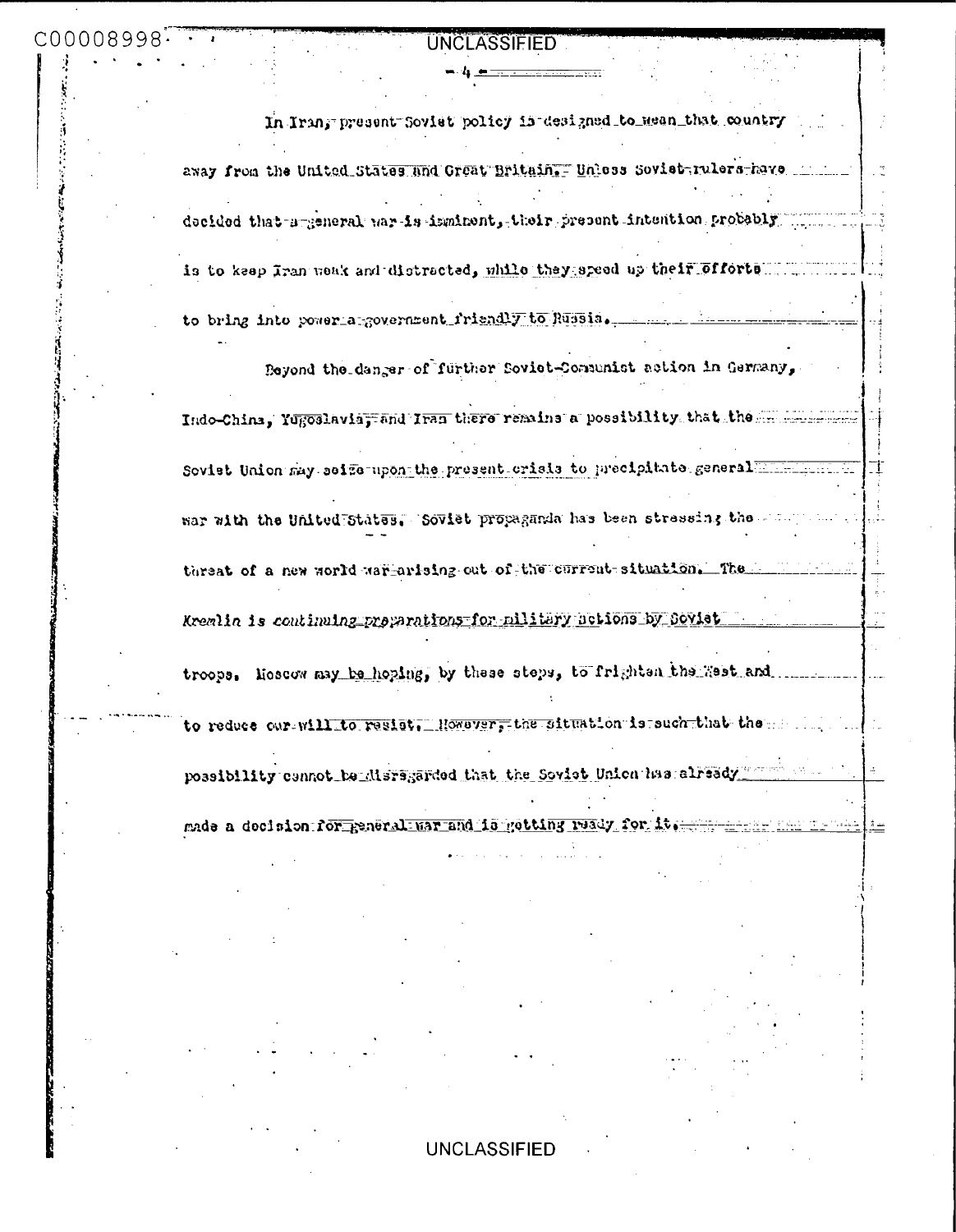In Iran, present Soviet policy is designed to wean that country away from the United States and Great Britain. Unless Soviet rulers have decided that a general war is imminent, their present intention probably is to keep Iran weak and distracted, while they speed up their efforts to bring into power a government friendly to Russia.

Beyond the danger of further Soviet-Communist action in Germany, Indo-China, Yugoslavia, and Iran there remains a possibility that the Soviet Union may seize upon the present crisis to precipitate general war with the United States. Soviet propaganda has been stressing the threat of a new world war arising out of the current situation. The Kremlin is continuing preparations for military actions by Soviet troops. Moscow may be hoping, by these steps, to frighten the West and to reduce our will to resist. However, the situation is such that the possibility cannot be disregarded that the Soviet Union has already made a decision for general war and is getting ready for it.